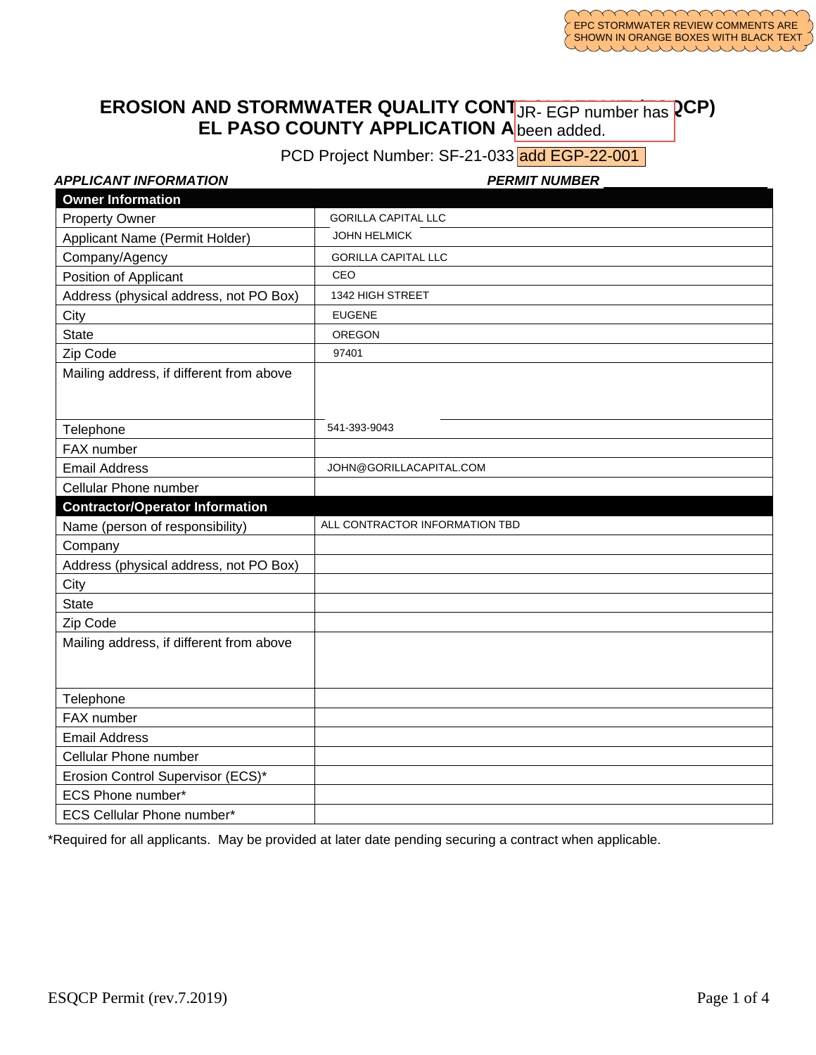EPC STORMWATER REVIEW COMMENTS ARE SHOWN IN ORANGE BOXES WITH BLACK TEXT

# EROSION AND STORMWATER QUALITY CONTROL PERMIT (ESQCP)
# EL PASO COUNTY APPLICATION AND PERMIT

JR- EGP number has been added.

PCD Project Number: SF-21-033 add EGP-22-001

***APPLICANT INFORMATION*** ***PERMIT NUMBER*** ________________

| **Owner Information** | |
|---|---|
| Property Owner | GORILLA CAPITAL LLC |
| Applicant Name (Permit Holder) | JOHN HELMICK |
| Company/Agency | GORILLA CAPITAL LLC |
| Position of Applicant | CEO |
| Address (physical address, not PO Box) | 1342 HIGH STREET |
| City | EUGENE |
| State | OREGON |
| Zip Code | 97401 |
| Mailing address, if different from above | |
| Telephone | 541-393-9043 |
| FAX number | |
| Email Address | JOHN@GORILLACAPITAL.COM |
| Cellular Phone number | |
| **Contractor/Operator Information** | |
| Name (person of responsibility) | ALL CONTRACTOR INFORMATION TBD |
| Company | |
| Address (physical address, not PO Box) | |
| City | |
| State | |
| Zip Code | |
| Mailing address, if different from above | |
| Telephone | |
| FAX number | |
| Email Address | |
| Cellular Phone number | |
| Erosion Control Supervisor (ECS)* | |
| ECS Phone number* | |
| ECS Cellular Phone number* | |

*Required for all applicants. May be provided at later date pending securing a contract when applicable.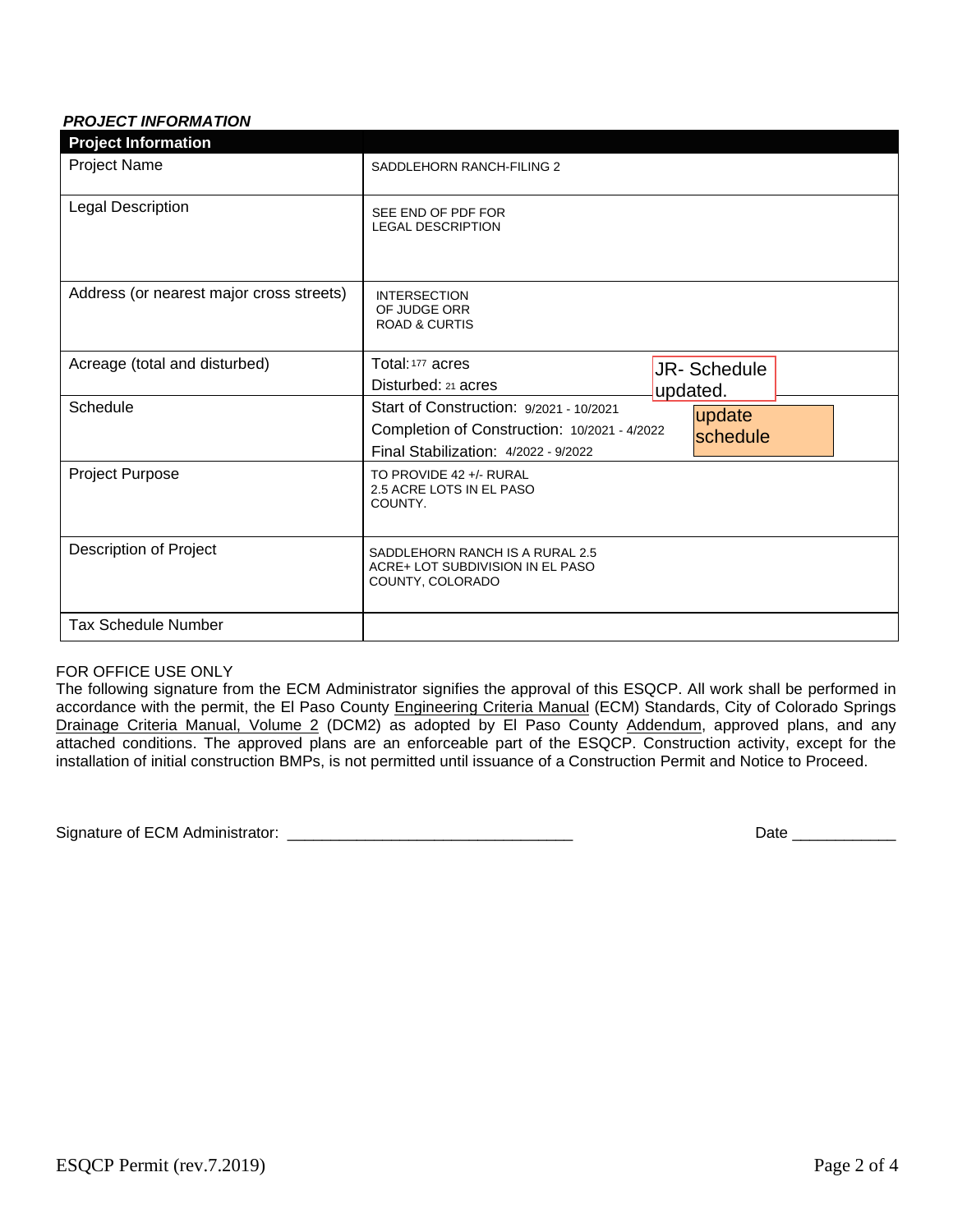***PROJECT INFORMATION***

| Project Information | |
|---|---|
| Project Name | SADDLEHORN RANCH-FILING 2 |
| Legal Description | SEE END OF PDF FOR LEGAL DESCRIPTION |
| Address (or nearest major cross streets) | INTERSECTION OF JUDGE ORR ROAD & CURTIS |
| Acreage (total and disturbed) | Total: 177 acres<br>Disturbed: 21 acres |
| Schedule | Start of Construction: 9/2021 - 10/2021<br>Completion of Construction: 10/2021 - 4/2022<br>Final Stabilization: 4/2022 - 9/2022 |
| Project Purpose | TO PROVIDE 42 +/- RURAL 2.5 ACRE LOTS IN EL PASO COUNTY. |
| Description of Project | SADDLEHORN RANCH IS A RURAL 2.5 ACRE+ LOT SUBDIVISION IN EL PASO COUNTY, COLORADO |
| Tax Schedule Number | |

JR- Schedule updated.

update schedule

FOR OFFICE USE ONLY

The following signature from the ECM Administrator signifies the approval of this ESQCP. All work shall be performed in accordance with the permit, the El Paso County Engineering Criteria Manual (ECM) Standards, City of Colorado Springs Drainage Criteria Manual, Volume 2 (DCM2) as adopted by El Paso County Addendum, approved plans, and any attached conditions. The approved plans are an enforceable part of the ESQCP. Construction activity, except for the installation of initial construction BMPs, is not permitted until issuance of a Construction Permit and Notice to Proceed.

Signature of ECM Administrator: ________________________________ Date ____________

ESQCP Permit (rev.7.2019)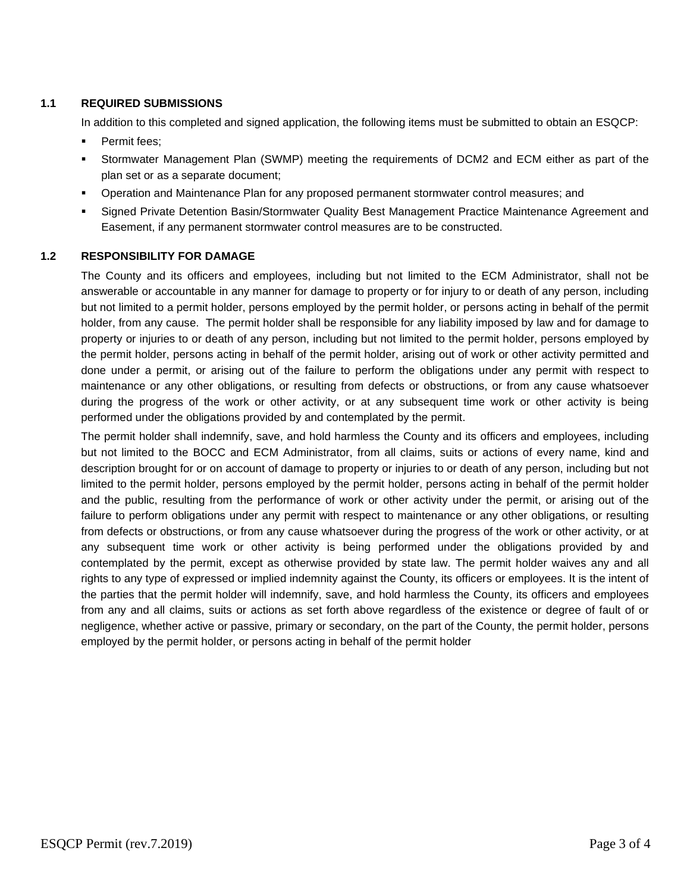### 1.1 REQUIRED SUBMISSIONS

In addition to this completed and signed application, the following items must be submitted to obtain an ESQCP:

- Permit fees;
- Stormwater Management Plan (SWMP) meeting the requirements of DCM2 and ECM either as part of the plan set or as a separate document;
- Operation and Maintenance Plan for any proposed permanent stormwater control measures; and
- Signed Private Detention Basin/Stormwater Quality Best Management Practice Maintenance Agreement and Easement, if any permanent stormwater control measures are to be constructed.

### 1.2 RESPONSIBILITY FOR DAMAGE

The County and its officers and employees, including but not limited to the ECM Administrator, shall not be answerable or accountable in any manner for damage to property or for injury to or death of any person, including but not limited to a permit holder, persons employed by the permit holder, or persons acting in behalf of the permit holder, from any cause. The permit holder shall be responsible for any liability imposed by law and for damage to property or injuries to or death of any person, including but not limited to the permit holder, persons employed by the permit holder, persons acting in behalf of the permit holder, arising out of work or other activity permitted and done under a permit, or arising out of the failure to perform the obligations under any permit with respect to maintenance or any other obligations, or resulting from defects or obstructions, or from any cause whatsoever during the progress of the work or other activity, or at any subsequent time work or other activity is being performed under the obligations provided by and contemplated by the permit.

The permit holder shall indemnify, save, and hold harmless the County and its officers and employees, including but not limited to the BOCC and ECM Administrator, from all claims, suits or actions of every name, kind and description brought for or on account of damage to property or injuries to or death of any person, including but not limited to the permit holder, persons employed by the permit holder, persons acting in behalf of the permit holder and the public, resulting from the performance of work or other activity under the permit, or arising out of the failure to perform obligations under any permit with respect to maintenance or any other obligations, or resulting from defects or obstructions, or from any cause whatsoever during the progress of the work or other activity, or at any subsequent time work or other activity is being performed under the obligations provided by and contemplated by the permit, except as otherwise provided by state law. The permit holder waives any and all rights to any type of expressed or implied indemnity against the County, its officers or employees. It is the intent of the parties that the permit holder will indemnify, save, and hold harmless the County, its officers and employees from any and all claims, suits or actions as set forth above regardless of the existence or degree of fault of or negligence, whether active or passive, primary or secondary, on the part of the County, the permit holder, persons employed by the permit holder, or persons acting in behalf of the permit holder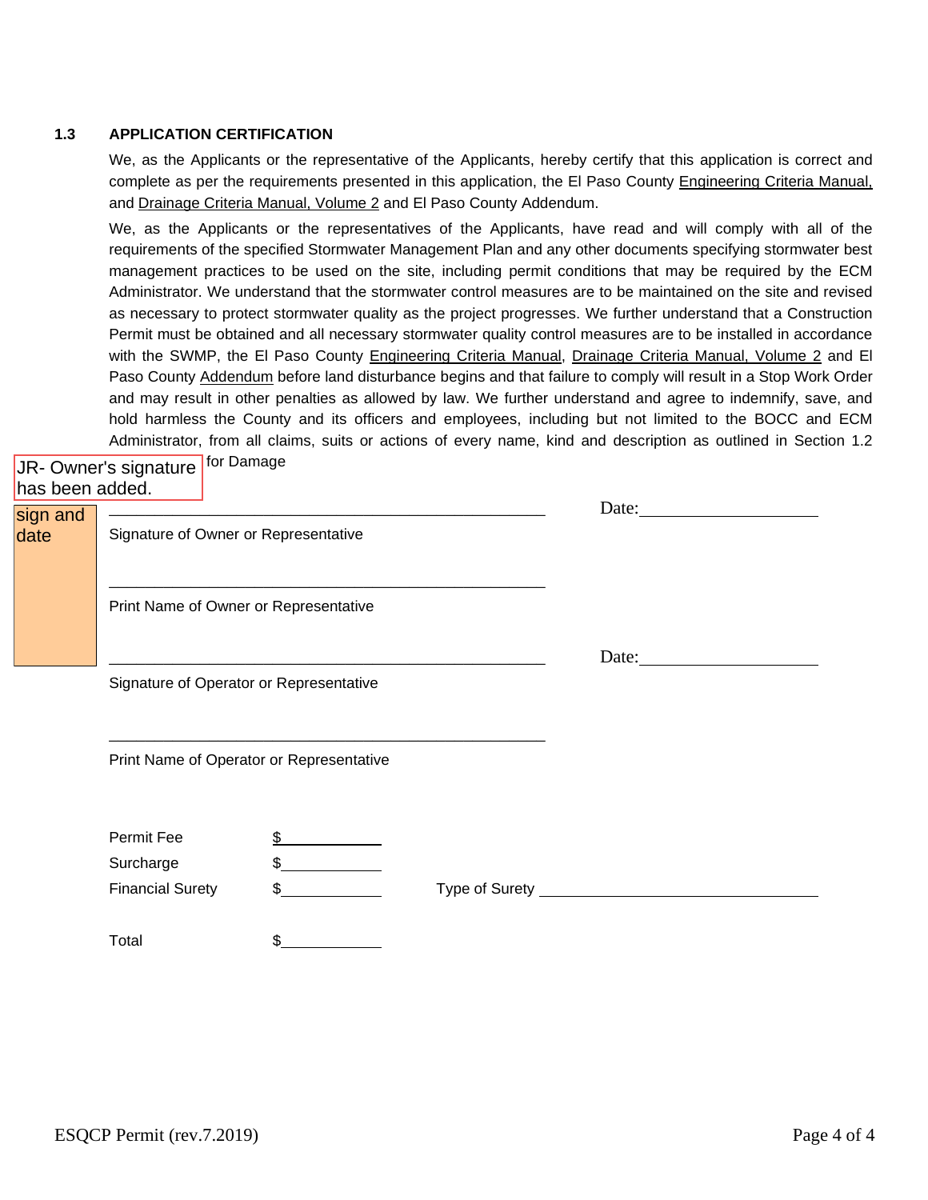### 1.3 APPLICATION CERTIFICATION

We, as the Applicants or the representative of the Applicants, hereby certify that this application is correct and complete as per the requirements presented in this application, the El Paso County Engineering Criteria Manual, and Drainage Criteria Manual, Volume 2 and El Paso County Addendum.

We, as the Applicants or the representatives of the Applicants, have read and will comply with all of the requirements of the specified Stormwater Management Plan and any other documents specifying stormwater best management practices to be used on the site, including permit conditions that may be required by the ECM Administrator. We understand that the stormwater control measures are to be maintained on the site and revised as necessary to protect stormwater quality as the project progresses. We further understand that a Construction Permit must be obtained and all necessary stormwater quality control measures are to be installed in accordance with the SWMP, the El Paso County Engineering Criteria Manual, Drainage Criteria Manual, Volume 2 and El Paso County Addendum before land disturbance begins and that failure to comply will result in a Stop Work Order and may result in other penalties as allowed by law. We further understand and agree to indemnify, save, and hold harmless the County and its officers and employees, including but not limited to the BOCC and ECM Administrator, from all claims, suits or actions of every name, kind and description as outlined in Section 1.2 for Damage

JR- Owner's signature has been added.

sign and date

\_\_\_\_\_\_\_\_\_\_\_\_\_\_\_\_\_\_\_\_\_\_\_\_\_\_\_\_\_\_\_\_\_\_\_\_\_\_\_\_ Date:\_\_\_\_\_\_\_\_\_\_\_\_\_\_\_\_\_\_\_\_

Signature of Owner or Representative

\_\_\_\_\_\_\_\_\_\_\_\_\_\_\_\_\_\_\_\_\_\_\_\_\_\_\_\_\_\_\_\_\_\_\_\_\_\_\_\_

Print Name of Owner or Representative

\_\_\_\_\_\_\_\_\_\_\_\_\_\_\_\_\_\_\_\_\_\_\_\_\_\_\_\_\_\_\_\_\_\_\_\_\_\_\_\_ Date:\_\_\_\_\_\_\_\_\_\_\_\_\_\_\_\_\_\_\_\_

Signature of Operator or Representative

\_\_\_\_\_\_\_\_\_\_\_\_\_\_\_\_\_\_\_\_\_\_\_\_\_\_\_\_\_\_\_\_\_\_\_\_\_\_\_\_

Print Name of Operator or Representative

Permit Fee $\_\_\_\_\_\_\_\_\_\_\_\_

Surcharge $\_\_\_\_\_\_\_\_\_\_\_\_

Financial Surety $\_\_\_\_\_\_\_\_\_\_\_\_ Type of Surety \_\_\_\_\_\_\_\_\_\_\_\_\_\_\_\_\_\_\_\_\_\_\_\_\_\_\_\_

Total $\_\_\_\_\_\_\_\_\_\_\_\_

ESQCP Permit (rev.7.2019)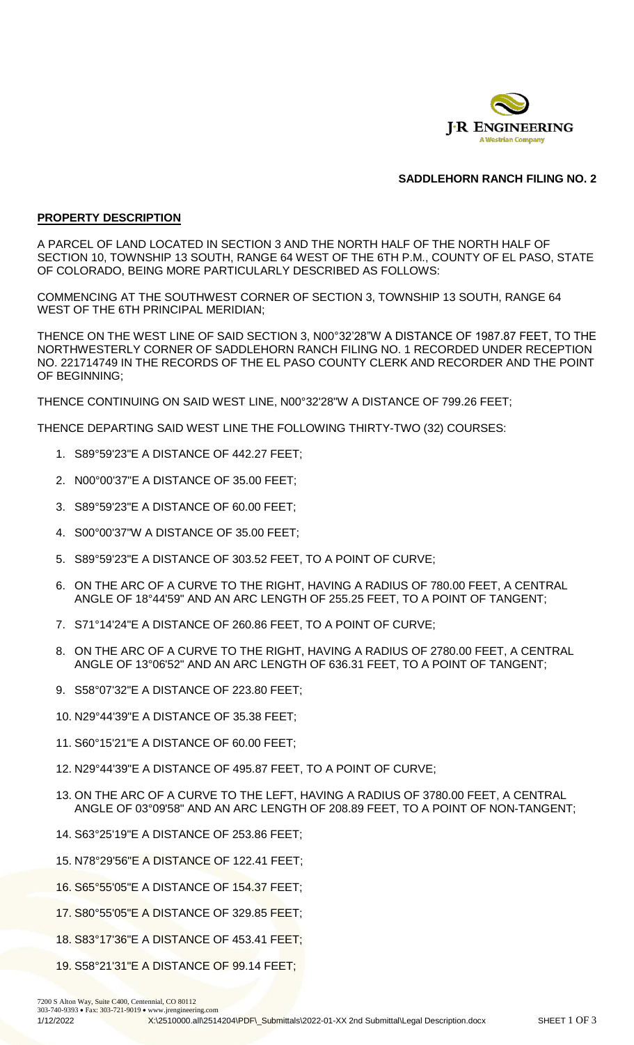**SADDLEHORN RANCH FILING NO. 2**

**PROPERTY DESCRIPTION**

A PARCEL OF LAND LOCATED IN SECTION 3 AND THE NORTH HALF OF THE NORTH HALF OF SECTION 10, TOWNSHIP 13 SOUTH, RANGE 64 WEST OF THE 6TH P.M., COUNTY OF EL PASO, STATE OF COLORADO, BEING MORE PARTICULARLY DESCRIBED AS FOLLOWS:

COMMENCING AT THE SOUTHWEST CORNER OF SECTION 3, TOWNSHIP 13 SOUTH, RANGE 64 WEST OF THE 6TH PRINCIPAL MERIDIAN;

THENCE ON THE WEST LINE OF SAID SECTION 3, N00°32'28"W A DISTANCE OF 1987.87 FEET, TO THE NORTHWESTERLY CORNER OF SADDLEHORN RANCH FILING NO. 1 RECORDED UNDER RECEPTION NO. 221714749 IN THE RECORDS OF THE EL PASO COUNTY CLERK AND RECORDER AND THE POINT OF BEGINNING;

THENCE CONTINUING ON SAID WEST LINE, N00°32'28"W A DISTANCE OF 799.26 FEET;

THENCE DEPARTING SAID WEST LINE THE FOLLOWING THIRTY-TWO (32) COURSES:

1. S89°59'23"E A DISTANCE OF 442.27 FEET;
2. N00°00'37"E A DISTANCE OF 35.00 FEET;
3. S89°59'23"E A DISTANCE OF 60.00 FEET;
4. S00°00'37"W A DISTANCE OF 35.00 FEET;
5. S89°59'23"E A DISTANCE OF 303.52 FEET, TO A POINT OF CURVE;
6. ON THE ARC OF A CURVE TO THE RIGHT, HAVING A RADIUS OF 780.00 FEET, A CENTRAL ANGLE OF 18°44'59" AND AN ARC LENGTH OF 255.25 FEET, TO A POINT OF TANGENT;
7. S71°14'24"E A DISTANCE OF 260.86 FEET, TO A POINT OF CURVE;
8. ON THE ARC OF A CURVE TO THE RIGHT, HAVING A RADIUS OF 2780.00 FEET, A CENTRAL ANGLE OF 13°06'52" AND AN ARC LENGTH OF 636.31 FEET, TO A POINT OF TANGENT;
9. S58°07'32"E A DISTANCE OF 223.80 FEET;
10. N29°44'39"E A DISTANCE OF 35.38 FEET;
11. S60°15'21"E A DISTANCE OF 60.00 FEET;
12. N29°44'39"E A DISTANCE OF 495.87 FEET, TO A POINT OF CURVE;
13. ON THE ARC OF A CURVE TO THE LEFT, HAVING A RADIUS OF 3780.00 FEET, A CENTRAL ANGLE OF 03°09'58" AND AN ARC LENGTH OF 208.89 FEET, TO A POINT OF NON-TANGENT;
14. S63°25'19"E A DISTANCE OF 253.86 FEET;
15. N78°29'56"E A DISTANCE OF 122.41 FEET;
16. S65°55'05"E A DISTANCE OF 154.37 FEET;
17. S80°55'05"E A DISTANCE OF 329.85 FEET;
18. S83°17'36"E A DISTANCE OF 453.41 FEET;
19. S58°21'31"E A DISTANCE OF 99.14 FEET;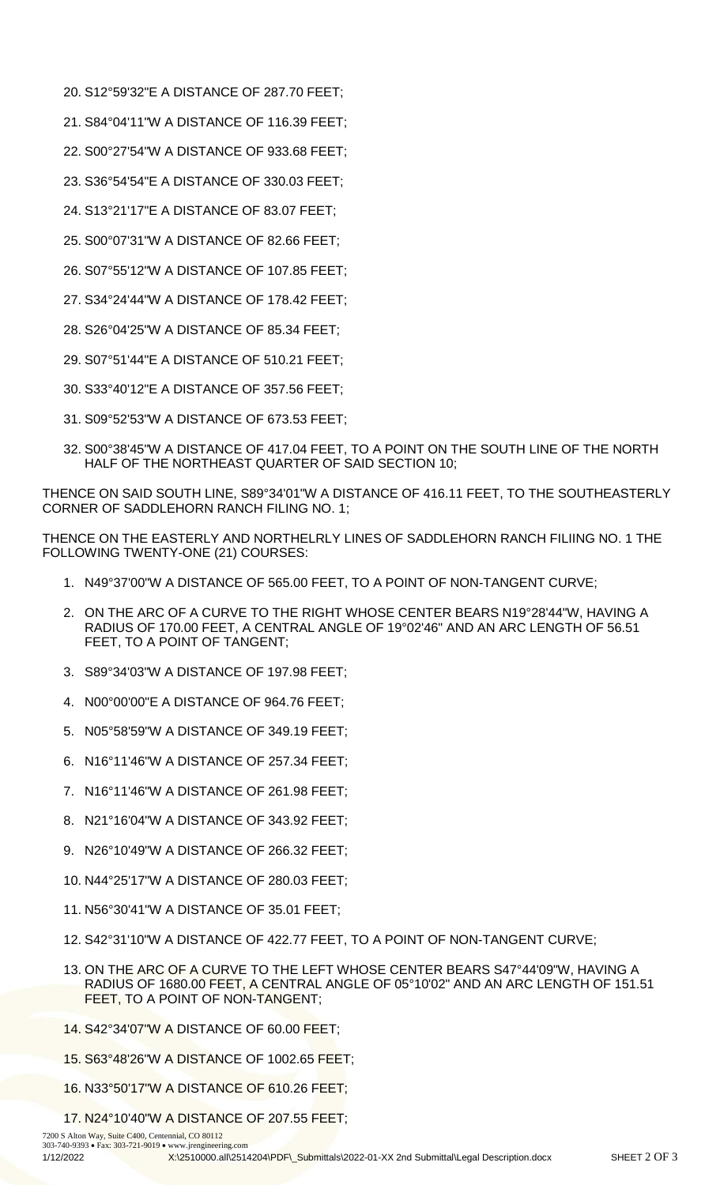20. S12°59'32"E A DISTANCE OF 287.70 FEET;
21. S84°04'11"W A DISTANCE OF 116.39 FEET;
22. S00°27'54"W A DISTANCE OF 933.68 FEET;
23. S36°54'54"E A DISTANCE OF 330.03 FEET;
24. S13°21'17"E A DISTANCE OF 83.07 FEET;
25. S00°07'31"W A DISTANCE OF 82.66 FEET;
26. S07°55'12"W A DISTANCE OF 107.85 FEET;
27. S34°24'44"W A DISTANCE OF 178.42 FEET;
28. S26°04'25"W A DISTANCE OF 85.34 FEET;
29. S07°51'44"E A DISTANCE OF 510.21 FEET;
30. S33°40'12"E A DISTANCE OF 357.56 FEET;
31. S09°52'53"W A DISTANCE OF 673.53 FEET;
32. S00°38'45"W A DISTANCE OF 417.04 FEET, TO A POINT ON THE SOUTH LINE OF THE NORTH HALF OF THE NORTHEAST QUARTER OF SAID SECTION 10;

THENCE ON SAID SOUTH LINE, S89°34'01"W A DISTANCE OF 416.11 FEET, TO THE SOUTHEASTERLY CORNER OF SADDLEHORN RANCH FILING NO. 1;

THENCE ON THE EASTERLY AND NORTHELRLY LINES OF SADDLEHORN RANCH FILIING NO. 1 THE FOLLOWING TWENTY-ONE (21) COURSES:

1. N49°37'00"W A DISTANCE OF 565.00 FEET, TO A POINT OF NON-TANGENT CURVE;
2. ON THE ARC OF A CURVE TO THE RIGHT WHOSE CENTER BEARS N19°28'44"W, HAVING A RADIUS OF 170.00 FEET, A CENTRAL ANGLE OF 19°02'46" AND AN ARC LENGTH OF 56.51 FEET, TO A POINT OF TANGENT;
3. S89°34'03"W A DISTANCE OF 197.98 FEET;
4. N00°00'00"E A DISTANCE OF 964.76 FEET;
5. N05°58'59"W A DISTANCE OF 349.19 FEET;
6. N16°11'46"W A DISTANCE OF 257.34 FEET;
7. N16°11'46"W A DISTANCE OF 261.98 FEET;
8. N21°16'04"W A DISTANCE OF 343.92 FEET;
9. N26°10'49"W A DISTANCE OF 266.32 FEET;
10. N44°25'17"W A DISTANCE OF 280.03 FEET;
11. N56°30'41"W A DISTANCE OF 35.01 FEET;
12. S42°31'10"W A DISTANCE OF 422.77 FEET, TO A POINT OF NON-TANGENT CURVE;
13. ON THE ARC OF A CURVE TO THE LEFT WHOSE CENTER BEARS S47°44'09"W, HAVING A RADIUS OF 1680.00 FEET, A CENTRAL ANGLE OF 05°10'02" AND AN ARC LENGTH OF 151.51 FEET, TO A POINT OF NON-TANGENT;
14. S42°34'07"W A DISTANCE OF 60.00 FEET;
15. S63°48'26"W A DISTANCE OF 1002.65 FEET;
16. N33°50'17"W A DISTANCE OF 610.26 FEET;
17. N24°10'40"W A DISTANCE OF 207.55 FEET;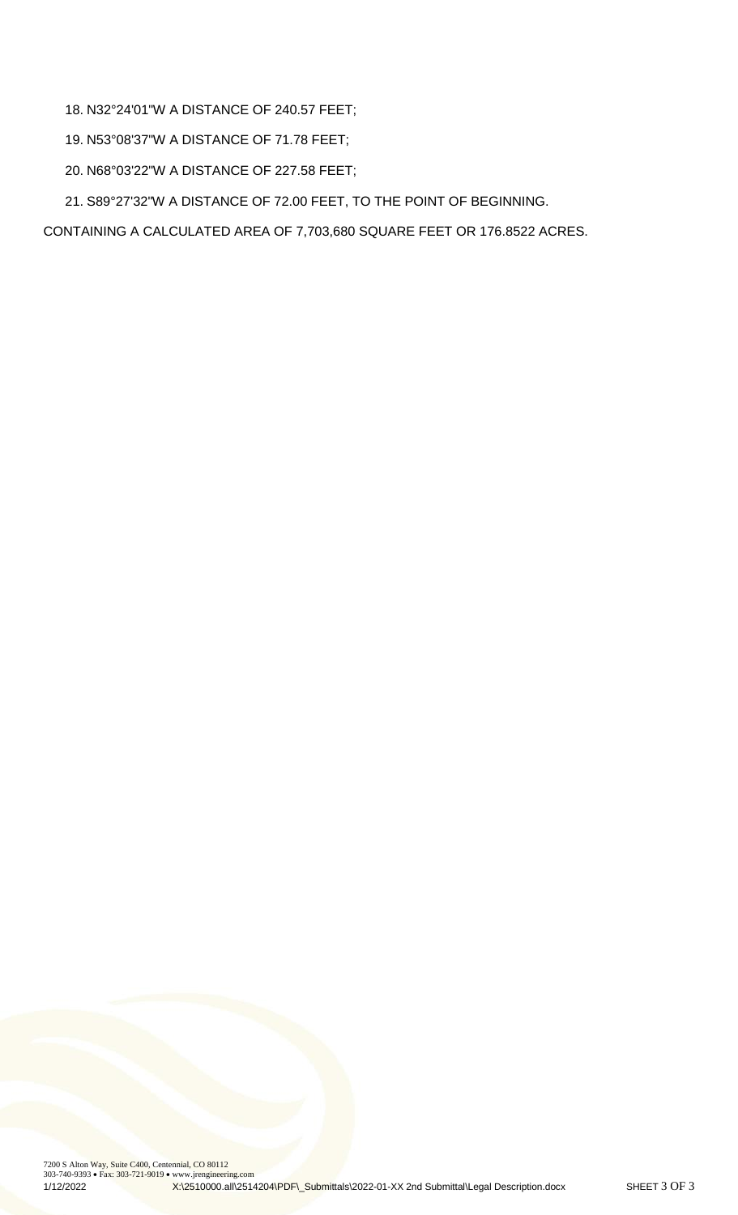18. N32°24'01"W A DISTANCE OF 240.57 FEET;
19. N53°08'37"W A DISTANCE OF 71.78 FEET;
20. N68°03'22"W A DISTANCE OF 227.58 FEET;
21. S89°27'32"W A DISTANCE OF 72.00 FEET, TO THE POINT OF BEGINNING.

CONTAINING A CALCULATED AREA OF 7,703,680 SQUARE FEET OR 176.8522 ACRES.